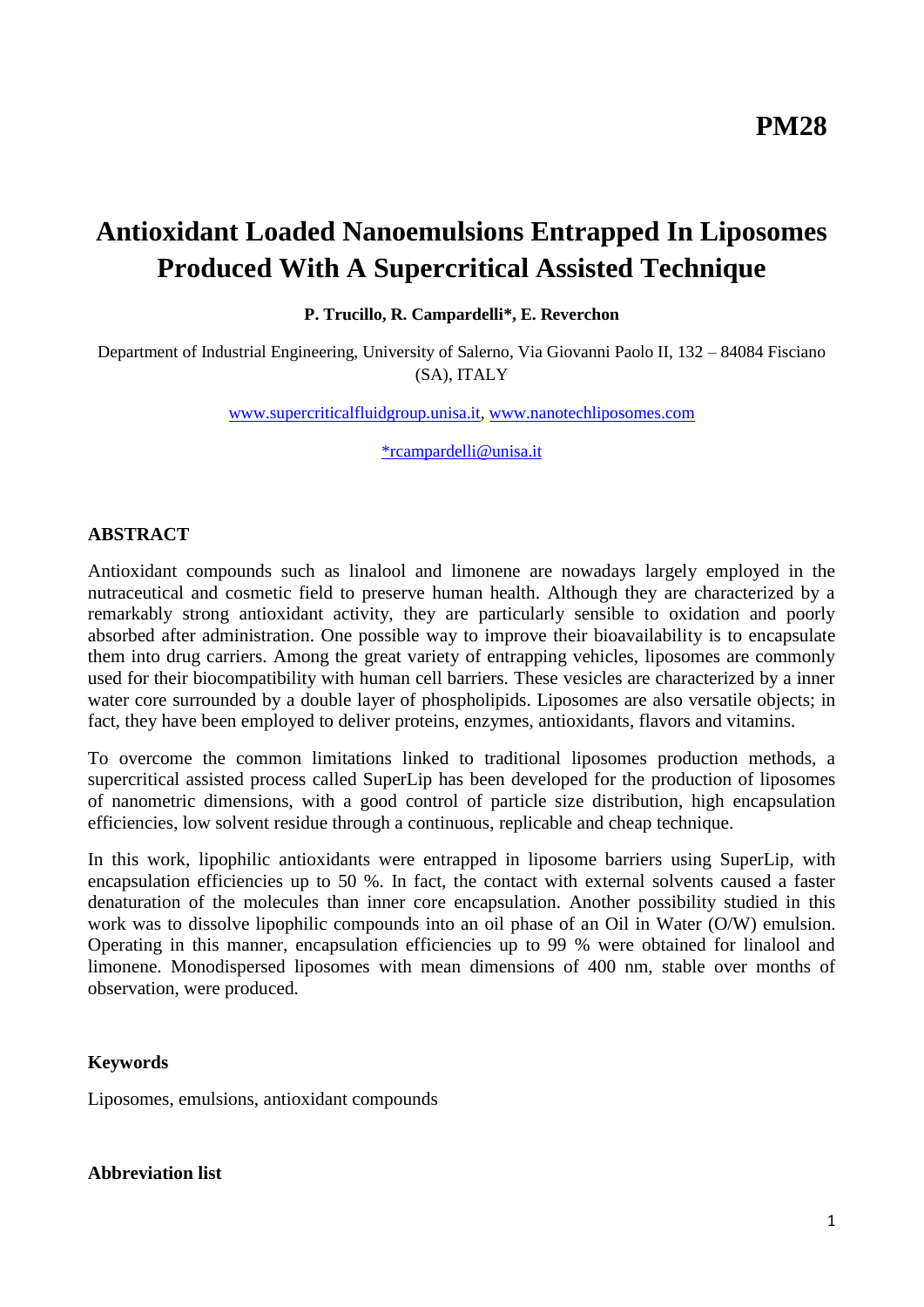**PM28**

# Antioxidant Loaded Nanoemulsions Entrapped In Liposomes Produced With A Supercritical Assisted Technique

**P. Trucillo, R. Campardelli*, E. Reverchon**

Department of Industrial Engineering, University of Salerno, Via Giovanni Paolo II, 132 – 84084 Fisciano (SA), ITALY

www.supercriticalfluidgroup.unisa.it, www.nanotechliposomes.com

*rcampardelli@unisa.it

## ABSTRACT

Antioxidant compounds such as linalool and limonene are nowadays largely employed in the nutraceutical and cosmetic field to preserve human health. Although they are characterized by a remarkably strong antioxidant activity, they are particularly sensible to oxidation and poorly absorbed after administration. One possible way to improve their bioavailability is to encapsulate them into drug carriers. Among the great variety of entrapping vehicles, liposomes are commonly used for their biocompatibility with human cell barriers. These vesicles are characterized by a inner water core surrounded by a double layer of phospholipids. Liposomes are also versatile objects; in fact, they have been employed to deliver proteins, enzymes, antioxidants, flavors and vitamins.

To overcome the common limitations linked to traditional liposomes production methods, a supercritical assisted process called SuperLip has been developed for the production of liposomes of nanometric dimensions, with a good control of particle size distribution, high encapsulation efficiencies, low solvent residue through a continuous, replicable and cheap technique.

In this work, lipophilic antioxidants were entrapped in liposome barriers using SuperLip, with encapsulation efficiencies up to 50 %. In fact, the contact with external solvents caused a faster denaturation of the molecules than inner core encapsulation. Another possibility studied in this work was to dissolve lipophilic compounds into an oil phase of an Oil in Water (O/W) emulsion. Operating in this manner, encapsulation efficiencies up to 99 % were obtained for linalool and limonene. Monodispersed liposomes with mean dimensions of 400 nm, stable over months of observation, were produced.

**Keywords**

Liposomes, emulsions, antioxidant compounds

**Abbreviation list**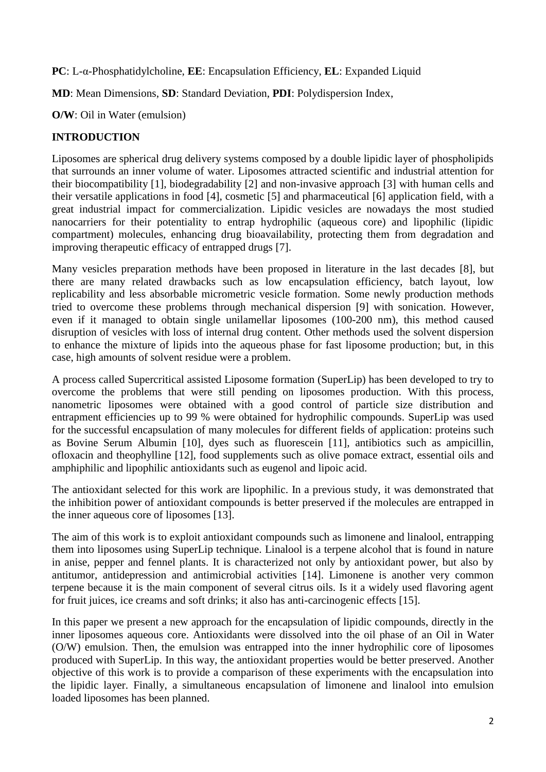**PC**: L-α-Phosphatidylcholine, **EE**: Encapsulation Efficiency, **EL**: Expanded Liquid

**MD**: Mean Dimensions, **SD**: Standard Deviation, **PDI**: Polydispersion Index,

**O/W**: Oil in Water (emulsion)

## INTRODUCTION

Liposomes are spherical drug delivery systems composed by a double lipidic layer of phospholipids that surrounds an inner volume of water. Liposomes attracted scientific and industrial attention for their biocompatibility [1], biodegradability [2] and non-invasive approach [3] with human cells and their versatile applications in food [4], cosmetic [5] and pharmaceutical [6] application field, with a great industrial impact for commercialization. Lipidic vesicles are nowadays the most studied nanocarriers for their potentiality to entrap hydrophilic (aqueous core) and lipophilic (lipidic compartment) molecules, enhancing drug bioavailability, protecting them from degradation and improving therapeutic efficacy of entrapped drugs [7].

Many vesicles preparation methods have been proposed in literature in the last decades [8], but there are many related drawbacks such as low encapsulation efficiency, batch layout, low replicability and less absorbable micrometric vesicle formation. Some newly production methods tried to overcome these problems through mechanical dispersion [9] with sonication. However, even if it managed to obtain single unilamellar liposomes (100-200 nm), this method caused disruption of vesicles with loss of internal drug content. Other methods used the solvent dispersion to enhance the mixture of lipids into the aqueous phase for fast liposome production; but, in this case, high amounts of solvent residue were a problem.

A process called Supercritical assisted Liposome formation (SuperLip) has been developed to try to overcome the problems that were still pending on liposomes production. With this process, nanometric liposomes were obtained with a good control of particle size distribution and entrapment efficiencies up to 99 % were obtained for hydrophilic compounds. SuperLip was used for the successful encapsulation of many molecules for different fields of application: proteins such as Bovine Serum Albumin [10], dyes such as fluorescein [11], antibiotics such as ampicillin, ofloxacin and theophylline [12], food supplements such as olive pomace extract, essential oils and amphiphilic and lipophilic antioxidants such as eugenol and lipoic acid.

The antioxidant selected for this work are lipophilic. In a previous study, it was demonstrated that the inhibition power of antioxidant compounds is better preserved if the molecules are entrapped in the inner aqueous core of liposomes [13].

The aim of this work is to exploit antioxidant compounds such as limonene and linalool, entrapping them into liposomes using SuperLip technique. Linalool is a terpene alcohol that is found in nature in anise, pepper and fennel plants. It is characterized not only by antioxidant power, but also by antitumor, antidepression and antimicrobial activities [14]. Limonene is another very common terpene because it is the main component of several citrus oils. Is it a widely used flavoring agent for fruit juices, ice creams and soft drinks; it also has anti-carcinogenic effects [15].

In this paper we present a new approach for the encapsulation of lipidic compounds, directly in the inner liposomes aqueous core. Antioxidants were dissolved into the oil phase of an Oil in Water (O/W) emulsion. Then, the emulsion was entrapped into the inner hydrophilic core of liposomes produced with SuperLip. In this way, the antioxidant properties would be better preserved. Another objective of this work is to provide a comparison of these experiments with the encapsulation into the lipidic layer. Finally, a simultaneous encapsulation of limonene and linalool into emulsion loaded liposomes has been planned.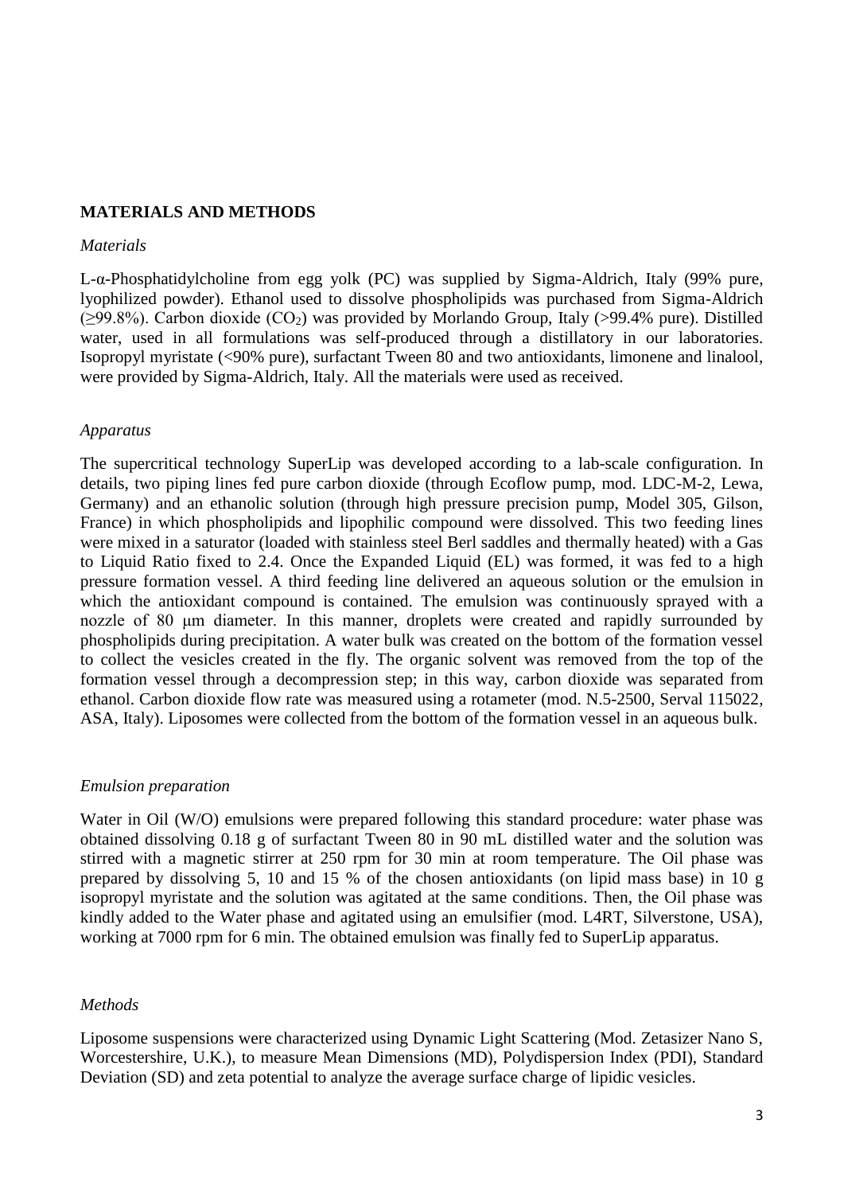## MATERIALS AND METHODS

*Materials*

L-α-Phosphatidylcholine from egg yolk (PC) was supplied by Sigma-Aldrich, Italy (99% pure, lyophilized powder). Ethanol used to dissolve phospholipids was purchased from Sigma-Aldrich (≥99.8%). Carbon dioxide ($CO_2$) was provided by Morlando Group, Italy (>99.4% pure). Distilled water, used in all formulations was self-produced through a distillatory in our laboratories. Isopropyl myristate (<90% pure), surfactant Tween 80 and two antioxidants, limonene and linalool, were provided by Sigma-Aldrich, Italy. All the materials were used as received.

*Apparatus*

The supercritical technology SuperLip was developed according to a lab-scale configuration. In details, two piping lines fed pure carbon dioxide (through Ecoflow pump, mod. LDC-M-2, Lewa, Germany) and an ethanolic solution (through high pressure precision pump, Model 305, Gilson, France) in which phospholipids and lipophilic compound were dissolved. This two feeding lines were mixed in a saturator (loaded with stainless steel Berl saddles and thermally heated) with a Gas to Liquid Ratio fixed to 2.4. Once the Expanded Liquid (EL) was formed, it was fed to a high pressure formation vessel. A third feeding line delivered an aqueous solution or the emulsion in which the antioxidant compound is contained. The emulsion was continuously sprayed with a nozzle of 80 μm diameter. In this manner, droplets were created and rapidly surrounded by phospholipids during precipitation. A water bulk was created on the bottom of the formation vessel to collect the vesicles created in the fly. The organic solvent was removed from the top of the formation vessel through a decompression step; in this way, carbon dioxide was separated from ethanol. Carbon dioxide flow rate was measured using a rotameter (mod. N.5-2500, Serval 115022, ASA, Italy). Liposomes were collected from the bottom of the formation vessel in an aqueous bulk.

*Emulsion preparation*

Water in Oil (W/O) emulsions were prepared following this standard procedure: water phase was obtained dissolving 0.18 g of surfactant Tween 80 in 90 mL distilled water and the solution was stirred with a magnetic stirrer at 250 rpm for 30 min at room temperature. The Oil phase was prepared by dissolving 5, 10 and 15 % of the chosen antioxidants (on lipid mass base) in 10 g isopropyl myristate and the solution was agitated at the same conditions. Then, the Oil phase was kindly added to the Water phase and agitated using an emulsifier (mod. L4RT, Silverstone, USA), working at 7000 rpm for 6 min. The obtained emulsion was finally fed to SuperLip apparatus.

*Methods*

Liposome suspensions were characterized using Dynamic Light Scattering (Mod. Zetasizer Nano S, Worcestershire, U.K.), to measure Mean Dimensions (MD), Polydispersion Index (PDI), Standard Deviation (SD) and zeta potential to analyze the average surface charge of lipidic vesicles.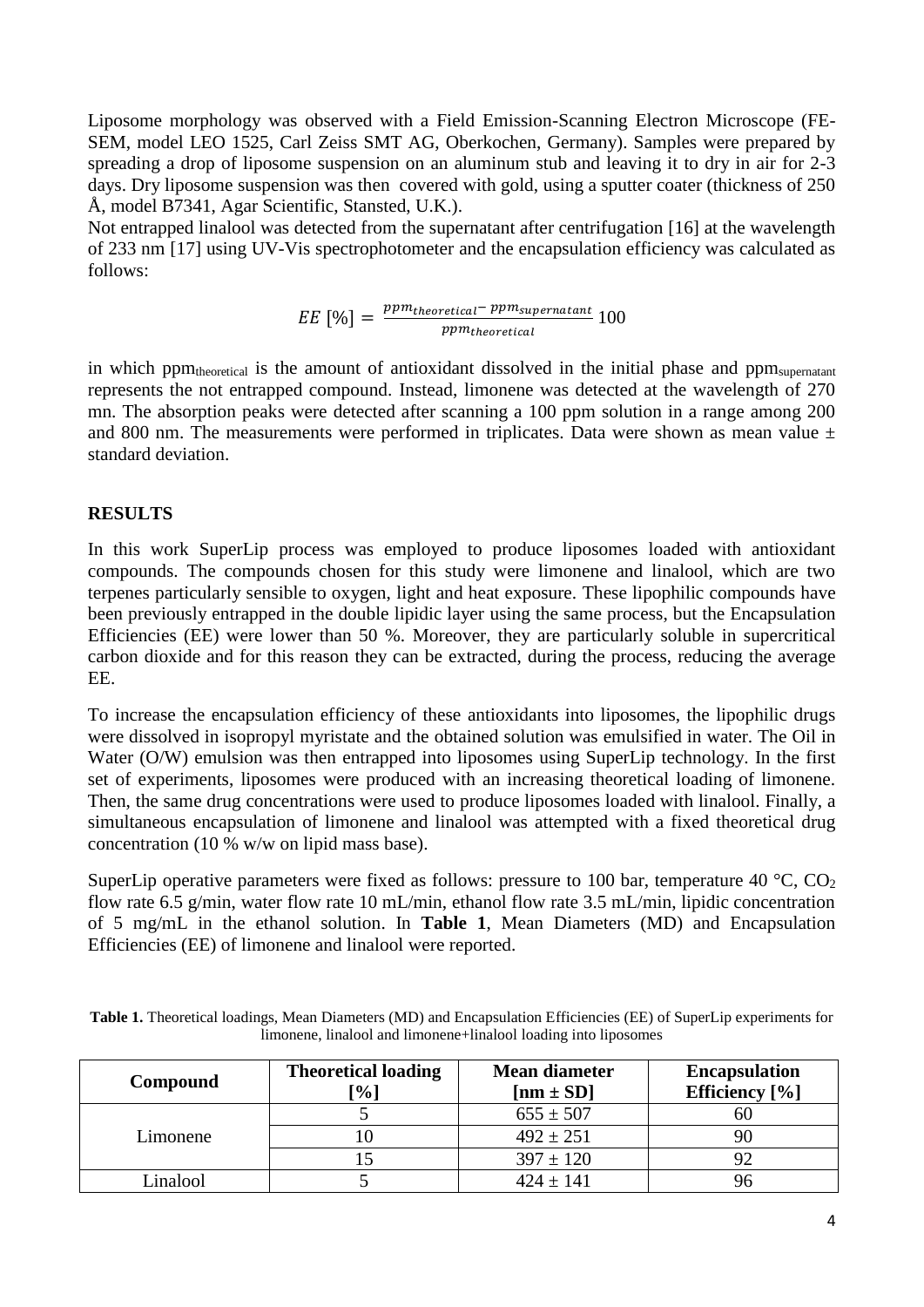Liposome morphology was observed with a Field Emission-Scanning Electron Microscope (FE-SEM, model LEO 1525, Carl Zeiss SMT AG, Oberkochen, Germany). Samples were prepared by spreading a drop of liposome suspension on an aluminum stub and leaving it to dry in air for 2-3 days. Dry liposome suspension was then covered with gold, using a sputter coater (thickness of 250 Å, model B7341, Agar Scientific, Stansted, U.K.).

Not entrapped linalool was detected from the supernatant after centrifugation [16] at the wavelength of 233 nm [17] using UV-Vis spectrophotometer and the encapsulation efficiency was calculated as follows:

$$EE\ [\%] = \frac{ppm_{theoretical} - ppm_{supernatant}}{ppm_{theoretical}} 100$$

in which $ppm_{theoretical}$ is the amount of antioxidant dissolved in the initial phase and $ppm_{supernatant}$ represents the not entrapped compound. Instead, limonene was detected at the wavelength of 270 mn. The absorption peaks were detected after scanning a 100 ppm solution in a range among 200 and 800 nm. The measurements were performed in triplicates. Data were shown as mean value ± standard deviation.

## RESULTS

In this work SuperLip process was employed to produce liposomes loaded with antioxidant compounds. The compounds chosen for this study were limonene and linalool, which are two terpenes particularly sensible to oxygen, light and heat exposure. These lipophilic compounds have been previously entrapped in the double lipidic layer using the same process, but the Encapsulation Efficiencies (EE) were lower than 50 %. Moreover, they are particularly soluble in supercritical carbon dioxide and for this reason they can be extracted, during the process, reducing the average EE.

To increase the encapsulation efficiency of these antioxidants into liposomes, the lipophilic drugs were dissolved in isopropyl myristate and the obtained solution was emulsified in water. The Oil in Water (O/W) emulsion was then entrapped into liposomes using SuperLip technology. In the first set of experiments, liposomes were produced with an increasing theoretical loading of limonene. Then, the same drug concentrations were used to produce liposomes loaded with linalool. Finally, a simultaneous encapsulation of limonene and linalool was attempted with a fixed theoretical drug concentration (10 % w/w on lipid mass base).

SuperLip operative parameters were fixed as follows: pressure to 100 bar, temperature 40 °C, $CO_2$ flow rate 6.5 g/min, water flow rate 10 mL/min, ethanol flow rate 3.5 mL/min, lipidic concentration of 5 mg/mL in the ethanol solution. In **Table 1**, Mean Diameters (MD) and Encapsulation Efficiencies (EE) of limonene and linalool were reported.

**Table 1.** Theoretical loadings, Mean Diameters (MD) and Encapsulation Efficiencies (EE) of SuperLip experiments for limonene, linalool and limonene+linalool loading into liposomes

| Compound | Theoretical loading [%] | Mean diameter [nm ± SD] | Encapsulation Efficiency [%] |
|---|---|---|---|
| Limonene | 5 | 655 ± 507 | 60 |
| | 10 | 492 ± 251 | 90 |
| | 15 | 397 ± 120 | 92 |
| Linalool | 5 | 424 ± 141 | 96 |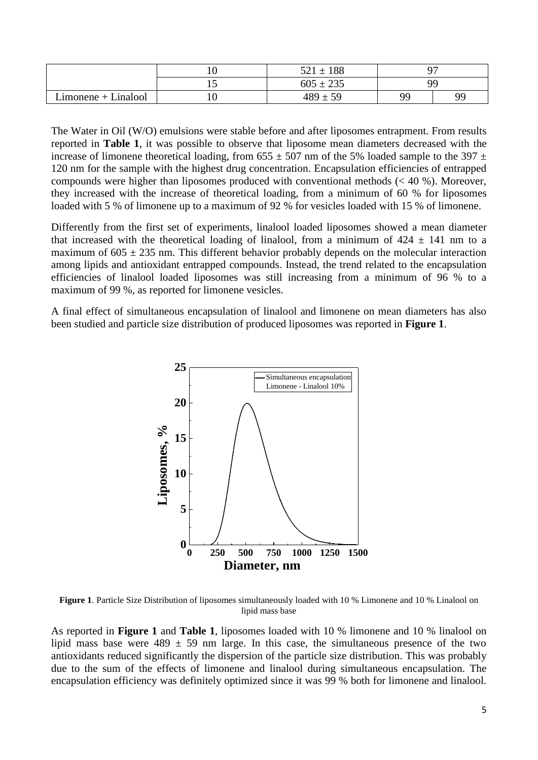|  | 10 | 521 ± 188 | 97 | |
|---|---|---|---|---|
|  | 15 | 605 ± 235 | 99 | |
| Limonene + Linalool | 10 | 489 ± 59 | 99 | 99 |

The Water in Oil (W/O) emulsions were stable before and after liposomes entrapment. From results reported in **Table 1**, it was possible to observe that liposome mean diameters decreased with the increase of limonene theoretical loading, from 655 ± 507 nm of the 5% loaded sample to the 397 ± 120 nm for the sample with the highest drug concentration. Encapsulation efficiencies of entrapped compounds were higher than liposomes produced with conventional methods (< 40 %). Moreover, they increased with the increase of theoretical loading, from a minimum of 60 % for liposomes loaded with 5 % of limonene up to a maximum of 92 % for vesicles loaded with 15 % of limonene.

Differently from the first set of experiments, linalool loaded liposomes showed a mean diameter that increased with the theoretical loading of linalool, from a minimum of 424 ± 141 nm to a maximum of 605 ± 235 nm. This different behavior probably depends on the molecular interaction among lipids and antioxidant entrapped compounds. Instead, the trend related to the encapsulation efficiencies of linalool loaded liposomes was still increasing from a minimum of 96 % to a maximum of 99 %, as reported for limonene vesicles.

A final effect of simultaneous encapsulation of linalool and limonene on mean diameters has also been studied and particle size distribution of produced liposomes was reported in **Figure 1**.

**Figure 1**. Particle Size Distribution of liposomes simultaneously loaded with 10 % Limonene and 10 % Linalool on lipid mass base

As reported in **Figure 1** and **Table 1**, liposomes loaded with 10 % limonene and 10 % linalool on lipid mass base were 489 ± 59 nm large. In this case, the simultaneous presence of the two antioxidants reduced significantly the dispersion of the particle size distribution. This was probably due to the sum of the effects of limonene and linalool during simultaneous encapsulation. The encapsulation efficiency was definitely optimized since it was 99 % both for limonene and linalool.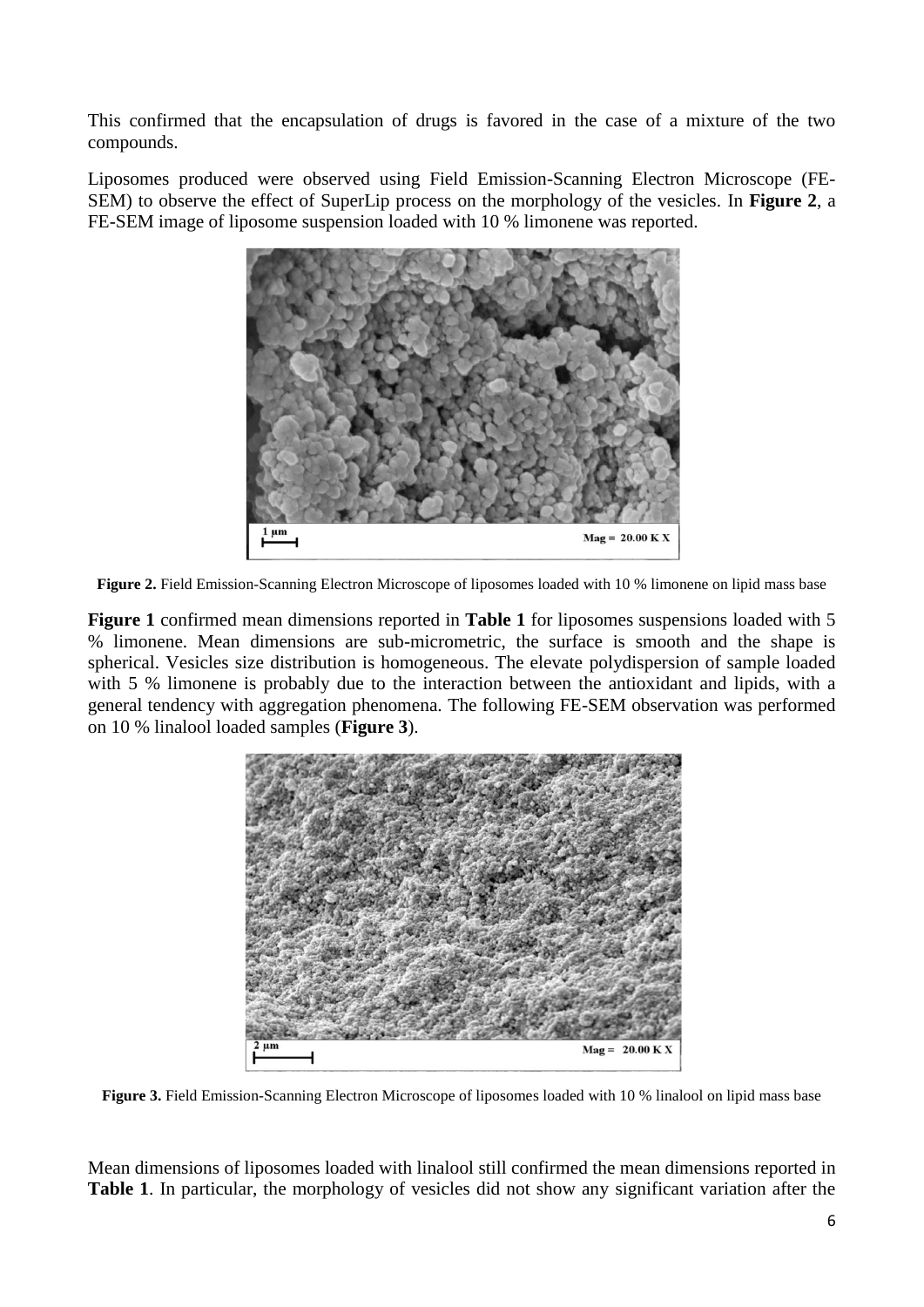This confirmed that the encapsulation of drugs is favored in the case of a mixture of the two compounds.

Liposomes produced were observed using Field Emission-Scanning Electron Microscope (FE-SEM) to observe the effect of SuperLip process on the morphology of the vesicles. In **Figure 2**, a FE-SEM image of liposome suspension loaded with 10 % limonene was reported.

**Figure 2.** Field Emission-Scanning Electron Microscope of liposomes loaded with 10 % limonene on lipid mass base

**Figure 1** confirmed mean dimensions reported in **Table 1** for liposomes suspensions loaded with 5 % limonene. Mean dimensions are sub-micrometric, the surface is smooth and the shape is spherical. Vesicles size distribution is homogeneous. The elevate polydispersion of sample loaded with 5 % limonene is probably due to the interaction between the antioxidant and lipids, with a general tendency with aggregation phenomena. The following FE-SEM observation was performed on 10 % linalool loaded samples (**Figure 3**).

**Figure 3.** Field Emission-Scanning Electron Microscope of liposomes loaded with 10 % linalool on lipid mass base

Mean dimensions of liposomes loaded with linalool still confirmed the mean dimensions reported in **Table 1**. In particular, the morphology of vesicles did not show any significant variation after the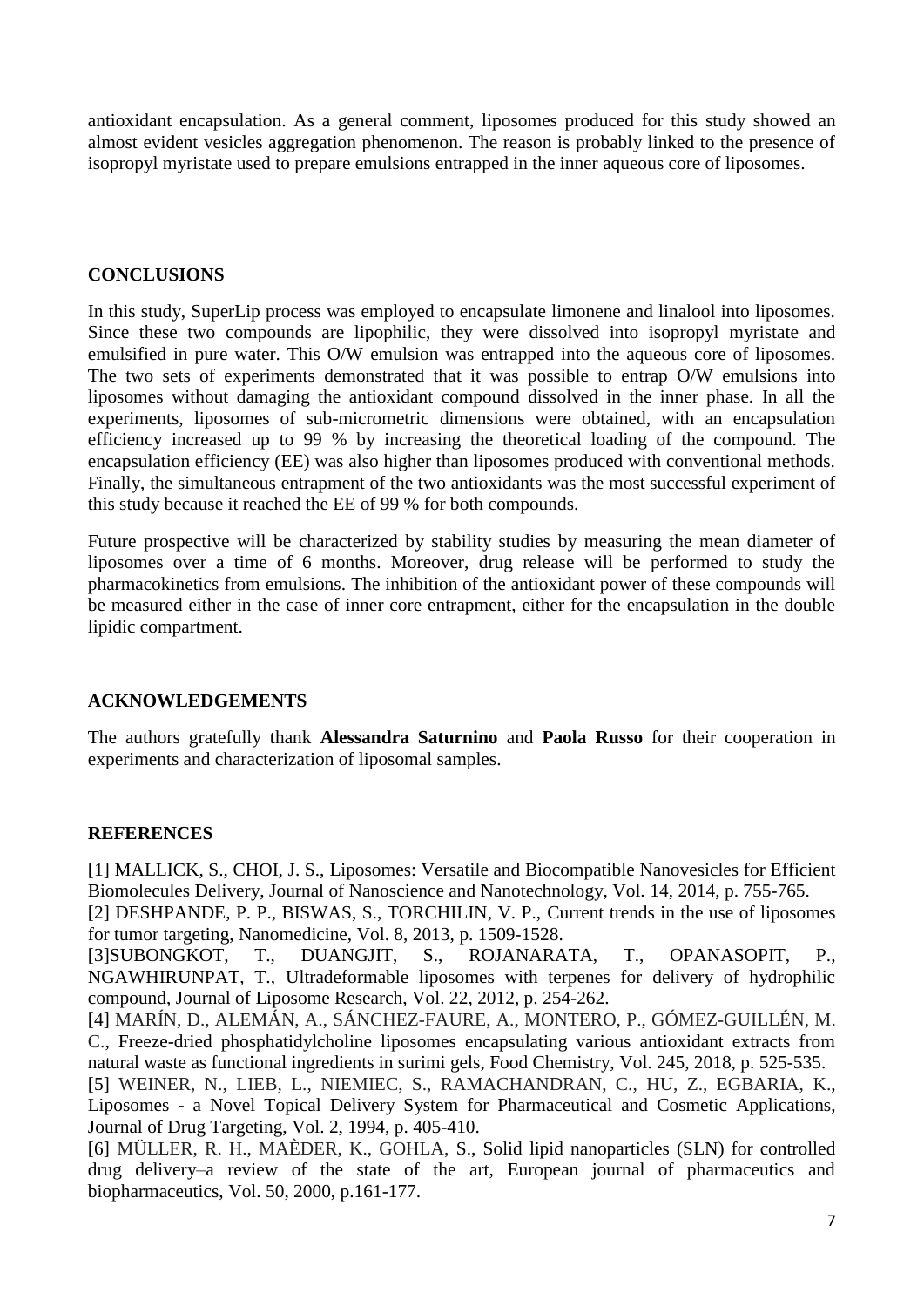antioxidant encapsulation. As a general comment, liposomes produced for this study showed an almost evident vesicles aggregation phenomenon. The reason is probably linked to the presence of isopropyl myristate used to prepare emulsions entrapped in the inner aqueous core of liposomes.

## CONCLUSIONS

In this study, SuperLip process was employed to encapsulate limonene and linalool into liposomes. Since these two compounds are lipophilic, they were dissolved into isopropyl myristate and emulsified in pure water. This O/W emulsion was entrapped into the aqueous core of liposomes. The two sets of experiments demonstrated that it was possible to entrap O/W emulsions into liposomes without damaging the antioxidant compound dissolved in the inner phase. In all the experiments, liposomes of sub-micrometric dimensions were obtained, with an encapsulation efficiency increased up to 99 % by increasing the theoretical loading of the compound. The encapsulation efficiency (EE) was also higher than liposomes produced with conventional methods. Finally, the simultaneous entrapment of the two antioxidants was the most successful experiment of this study because it reached the EE of 99 % for both compounds.

Future prospective will be characterized by stability studies by measuring the mean diameter of liposomes over a time of 6 months. Moreover, drug release will be performed to study the pharmacokinetics from emulsions. The inhibition of the antioxidant power of these compounds will be measured either in the case of inner core entrapment, either for the encapsulation in the double lipidic compartment.

## ACKNOWLEDGEMENTS

The authors gratefully thank **Alessandra Saturnino** and **Paola Russo** for their cooperation in experiments and characterization of liposomal samples.

## REFERENCES

[1] MALLICK, S., CHOI, J. S., Liposomes: Versatile and Biocompatible Nanovesicles for Efficient Biomolecules Delivery, Journal of Nanoscience and Nanotechnology, Vol. 14, 2014, p. 755-765.
[2] DESHPANDE, P. P., BISWAS, S., TORCHILIN, V. P., Current trends in the use of liposomes for tumor targeting, Nanomedicine, Vol. 8, 2013, p. 1509-1528.
[3]SUBONGKOT, T., DUANGJIT, S., ROJANARATA, T., OPANASOPIT, P., NGAWHIRUNPAT, T., Ultradeformable liposomes with terpenes for delivery of hydrophilic compound, Journal of Liposome Research, Vol. 22, 2012, p. 254-262.
[4] MARÍN, D., ALEMÁN, A., SÁNCHEZ-FAURE, A., MONTERO, P., GÓMEZ-GUILLÉN, M. C., Freeze-dried phosphatidylcholine liposomes encapsulating various antioxidant extracts from natural waste as functional ingredients in surimi gels, Food Chemistry, Vol. 245, 2018, p. 525-535.
[5] WEINER, N., LIEB, L., NIEMIEC, S., RAMACHANDRAN, C., HU, Z., EGBARIA, K., Liposomes - a Novel Topical Delivery System for Pharmaceutical and Cosmetic Applications, Journal of Drug Targeting, Vol. 2, 1994, p. 405-410.
[6] MÜLLER, R. H., MAÈDER, K., GOHLA, S., Solid lipid nanoparticles (SLN) for controlled drug delivery–a review of the state of the art, European journal of pharmaceutics and biopharmaceutics, Vol. 50, 2000, p.161-177.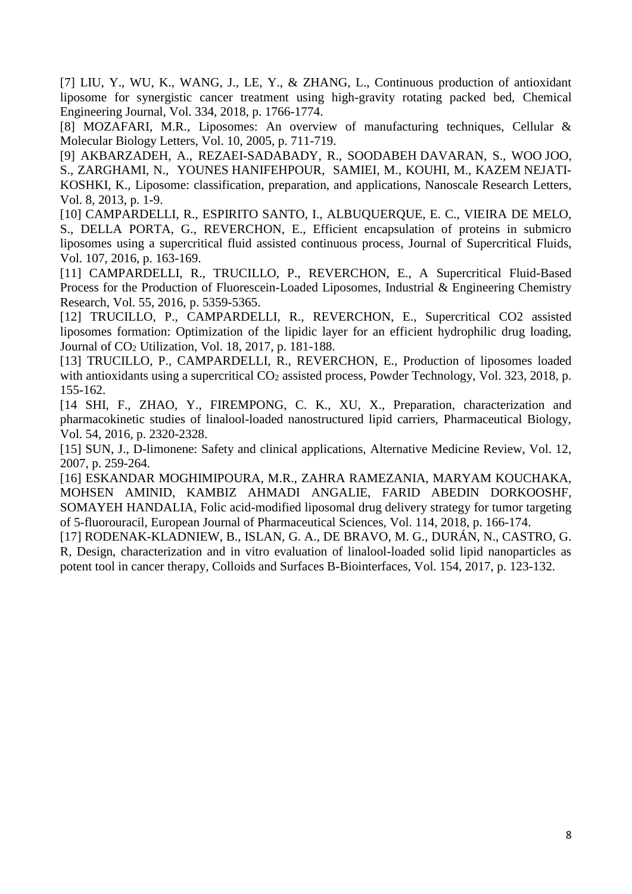[7] LIU, Y., WU, K., WANG, J., LE, Y., & ZHANG, L., Continuous production of antioxidant liposome for synergistic cancer treatment using high-gravity rotating packed bed, Chemical Engineering Journal, Vol. 334, 2018, p. 1766-1774.

[8] MOZAFARI, M.R., Liposomes: An overview of manufacturing techniques, Cellular & Molecular Biology Letters, Vol. 10, 2005, p. 711-719.

[9] AKBARZADEH, A., REZAEI-SADABADY, R., SOODABEH DAVARAN, S., WOO JOO, S., ZARGHAMI, N., YOUNES HANIFEHPOUR, SAMIEI, M., KOUHI, M., KAZEM NEJATI-KOSHKI, K., Liposome: classification, preparation, and applications, Nanoscale Research Letters, Vol. 8, 2013, p. 1-9.

[10] CAMPARDELLI, R., ESPIRITO SANTO, I., ALBUQUERQUE, E. C., VIEIRA DE MELO, S., DELLA PORTA, G., REVERCHON, E., Efficient encapsulation of proteins in submicro liposomes using a supercritical fluid assisted continuous process, Journal of Supercritical Fluids, Vol. 107, 2016, p. 163-169.

[11] CAMPARDELLI, R., TRUCILLO, P., REVERCHON, E., A Supercritical Fluid-Based Process for the Production of Fluorescein-Loaded Liposomes, Industrial & Engineering Chemistry Research, Vol. 55, 2016, p. 5359-5365.

[12] TRUCILLO, P., CAMPARDELLI, R., REVERCHON, E., Supercritical CO2 assisted liposomes formation: Optimization of the lipidic layer for an efficient hydrophilic drug loading, Journal of $CO_2$ Utilization, Vol. 18, 2017, p. 181-188.

[13] TRUCILLO, P., CAMPARDELLI, R., REVERCHON, E., Production of liposomes loaded with antioxidants using a supercritical $CO_2$ assisted process, Powder Technology, Vol. 323, 2018, p. 155-162.

[14 SHI, F., ZHAO, Y., FIREMPONG, C. K., XU, X., Preparation, characterization and pharmacokinetic studies of linalool-loaded nanostructured lipid carriers, Pharmaceutical Biology, Vol. 54, 2016, p. 2320-2328.

[15] SUN, J., D-limonene: Safety and clinical applications, Alternative Medicine Review, Vol. 12, 2007, p. 259-264.

[16] ESKANDAR MOGHIMIPOURA, M.R., ZAHRA RAMEZANIA, MARYAM KOUCHAKA, MOHSEN AMINID, KAMBIZ AHMADI ANGALIE, FARID ABEDIN DORKOOSHF, SOMAYEH HANDALIA, Folic acid-modified liposomal drug delivery strategy for tumor targeting of 5-fluorouracil, European Journal of Pharmaceutical Sciences, Vol. 114, 2018, p. 166-174.

[17] RODENAK-KLADNIEW, B., ISLAN, G. A., DE BRAVO, M. G., DURÁN, N., CASTRO, G. R, Design, characterization and in vitro evaluation of linalool-loaded solid lipid nanoparticles as potent tool in cancer therapy, Colloids and Surfaces B-Biointerfaces, Vol. 154, 2017, p. 123-132.